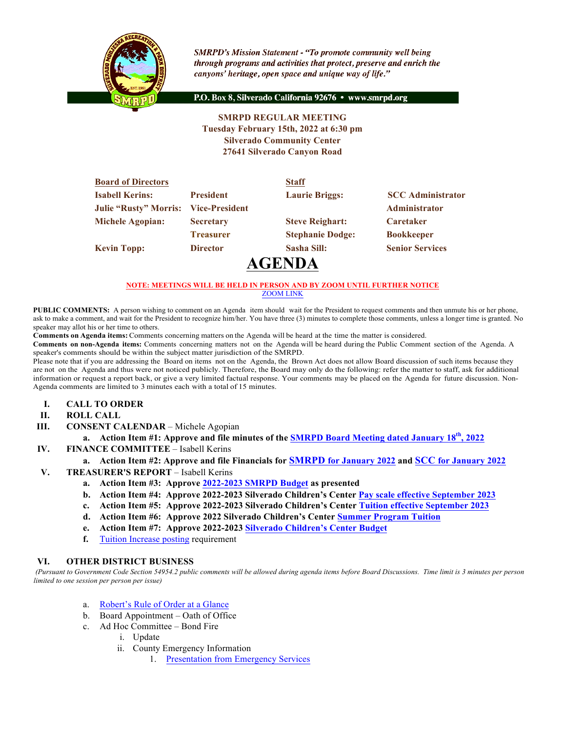*SMRPD's Mission Statement - "To promote community well being through programs and activities that protect, preserve and enrich the canyons' heritage, open space and unique way of life."*

**P.O. Box 8, Silverado California 92676 • www.smrpd.org**

**SMRPD REGULAR MEETING**
**Tuesday February 15th, 2022 at 6:30 pm**
**Silverado Community Center**
**27641 Silverado Canyon Road**

| **Board of Directors** | | **Staff** | |
|---|---|---|---|
| **Isabell Kerins:** | **President** | **Laurie Briggs:** | **SCC Administrator** |
| **Julie "Rusty" Morris:** | **Vice-President** | | **Administrator** |
| **Michele Agopian:** | **Secretary** | **Steve Reighart:** | **Caretaker** |
| | **Treasurer** | **Stephanie Dodge:** | **Bookkeeper** |
| **Kevin Topp:** | **Director** | **Sasha Sill:** | **Senior Services** |

# AGENDA

**NOTE: MEETINGS WILL BE HELD IN PERSON AND BY ZOOM UNTIL FURTHER NOTICE**
ZOOM LINK

**PUBLIC COMMENTS:** A person wishing to comment on an Agenda item should wait for the President to request comments and then unmute his or her phone, ask to make a comment, and wait for the President to recognize him/her. You have three (3) minutes to complete those comments, unless a longer time is granted. No speaker may allot his or her time to others.
**Comments on Agenda items:** Comments concerning matters on the Agenda will be heard at the time the matter is considered.
**Comments on non-Agenda items:** Comments concerning matters not on the Agenda will be heard during the Public Comment section of the Agenda. A speaker's comments should be within the subject matter jurisdiction of the SMRPD.
Please note that if you are addressing the Board on items not on the Agenda, the Brown Act does not allow Board discussion of such items because they are not on the Agenda and thus were not noticed publicly. Therefore, the Board may only do the following: refer the matter to staff, ask for additional information or request a report back, or give a very limited factual response. Your comments may be placed on the Agenda for future discussion. Non-Agenda comments are limited to 3 minutes each with a total of 15 minutes.

I. **CALL TO ORDER**
II. **ROLL CALL**
III. **CONSENT CALENDAR** – Michele Agopian
   a. **Action Item #1: Approve and file minutes of the SMRPD Board Meeting dated January 18th, 2022**
IV. **FINANCE COMMITTEE** – Isabell Kerins
   a. **Action Item #2: Approve and file Financials for SMRPD for January 2022 and SCC for January 2022**
V. **TREASURER'S REPORT** – Isabell Kerins
   a. **Action Item #3: Approve 2022-2023 SMRPD Budget as presented**
   b. **Action Item #4: Approve 2022-2023 Silverado Children's Center Pay scale effective September 2023**
   c. **Action Item #5: Approve 2022-2023 Silverado Children's Center Tuition effective September 2023**
   d. **Action Item #6: Approve 2022 Silverado Children's Center Summer Program Tuition**
   e. **Action Item #7: Approve 2022-2023 Silverado Children's Center Budget**
   f. Tuition Increase posting requirement

VI. **OTHER DISTRICT BUSINESS**

*(Pursuant to Government Code Section 54954.2 public comments will be allowed during agenda items before Board Discussions. Time limit is 3 minutes per person limited to one session per person per issue)*

   a. Robert's Rule of Order at a Glance
   b. Board Appointment – Oath of Office
   c. Ad Hoc Committee – Bond Fire
      i. Update
      ii. County Emergency Information
         1. Presentation from Emergency Services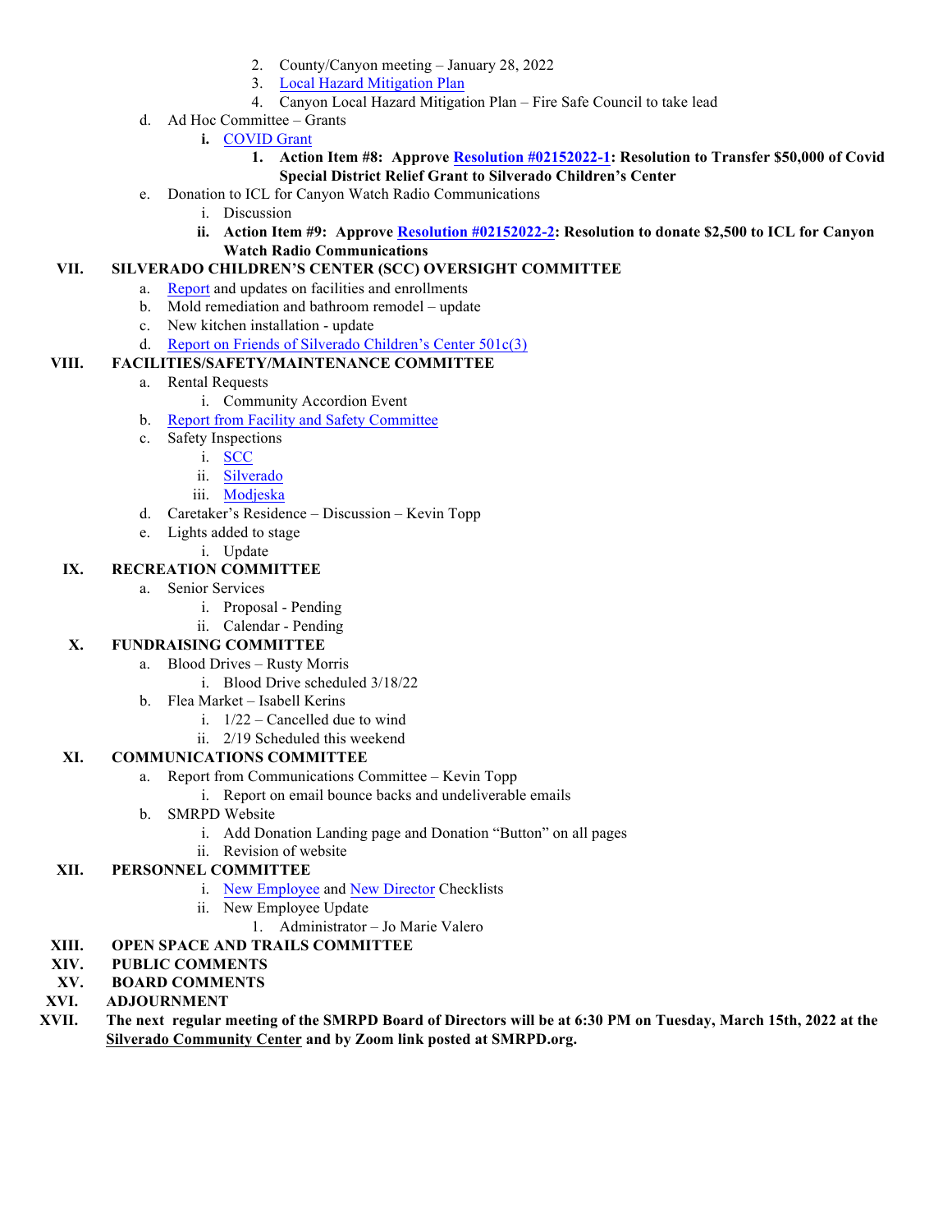2. County/Canyon meeting – January 28, 2022
3. Local Hazard Mitigation Plan
4. Canyon Local Hazard Mitigation Plan – Fire Safe Council to take lead

d. Ad Hoc Committee – Grants
   - **i.** COVID Grant
     1. **Action Item #8: Approve Resolution #02152022-1: Resolution to Transfer $50,000 of Covid Special District Relief Grant to Silverado Children's Center**

e. Donation to ICL for Canyon Watch Radio Communications
   - i. Discussion
   - **ii. Action Item #9: Approve Resolution #02152022-2: Resolution to donate $2,500 to ICL for Canyon Watch Radio Communications**

**VII. SILVERADO CHILDREN'S CENTER (SCC) OVERSIGHT COMMITTEE**

a. Report and updates on facilities and enrollments
b. Mold remediation and bathroom remodel – update
c. New kitchen installation - update
d. Report on Friends of Silverado Children's Center 501c(3)

**VIII. FACILITIES/SAFETY/MAINTENANCE COMMITTEE**

a. Rental Requests
   - i. Community Accordion Event

b. Report from Facility and Safety Committee
c. Safety Inspections
   - i. SCC
   - ii. Silverado
   - iii. Modjeska

d. Caretaker's Residence – Discussion – Kevin Topp
e. Lights added to stage
   - i. Update

**IX. RECREATION COMMITTEE**

a. Senior Services
   - i. Proposal - Pending
   - ii. Calendar - Pending

**X. FUNDRAISING COMMITTEE**

a. Blood Drives – Rusty Morris
   - i. Blood Drive scheduled 3/18/22

b. Flea Market – Isabell Kerins
   - i. 1/22 – Cancelled due to wind
   - ii. 2/19 Scheduled this weekend

**XI. COMMUNICATIONS COMMITTEE**

a. Report from Communications Committee – Kevin Topp
   - i. Report on email bounce backs and undeliverable emails

b. SMRPD Website
   - i. Add Donation Landing page and Donation "Button" on all pages
   - ii. Revision of website

**XII. PERSONNEL COMMITTEE**

- i. New Employee and New Director Checklists
- ii. New Employee Update
  1. Administrator – Jo Marie Valero

**XIII. OPEN SPACE AND TRAILS COMMITTEE**

**XIV. PUBLIC COMMENTS**

**XV. BOARD COMMENTS**

**XVI. ADJOURNMENT**

**XVII. The next regular meeting of the SMRPD Board of Directors will be at 6:30 PM on Tuesday, March 15th, 2022 at the Silverado Community Center and by Zoom link posted at SMRPD.org.**